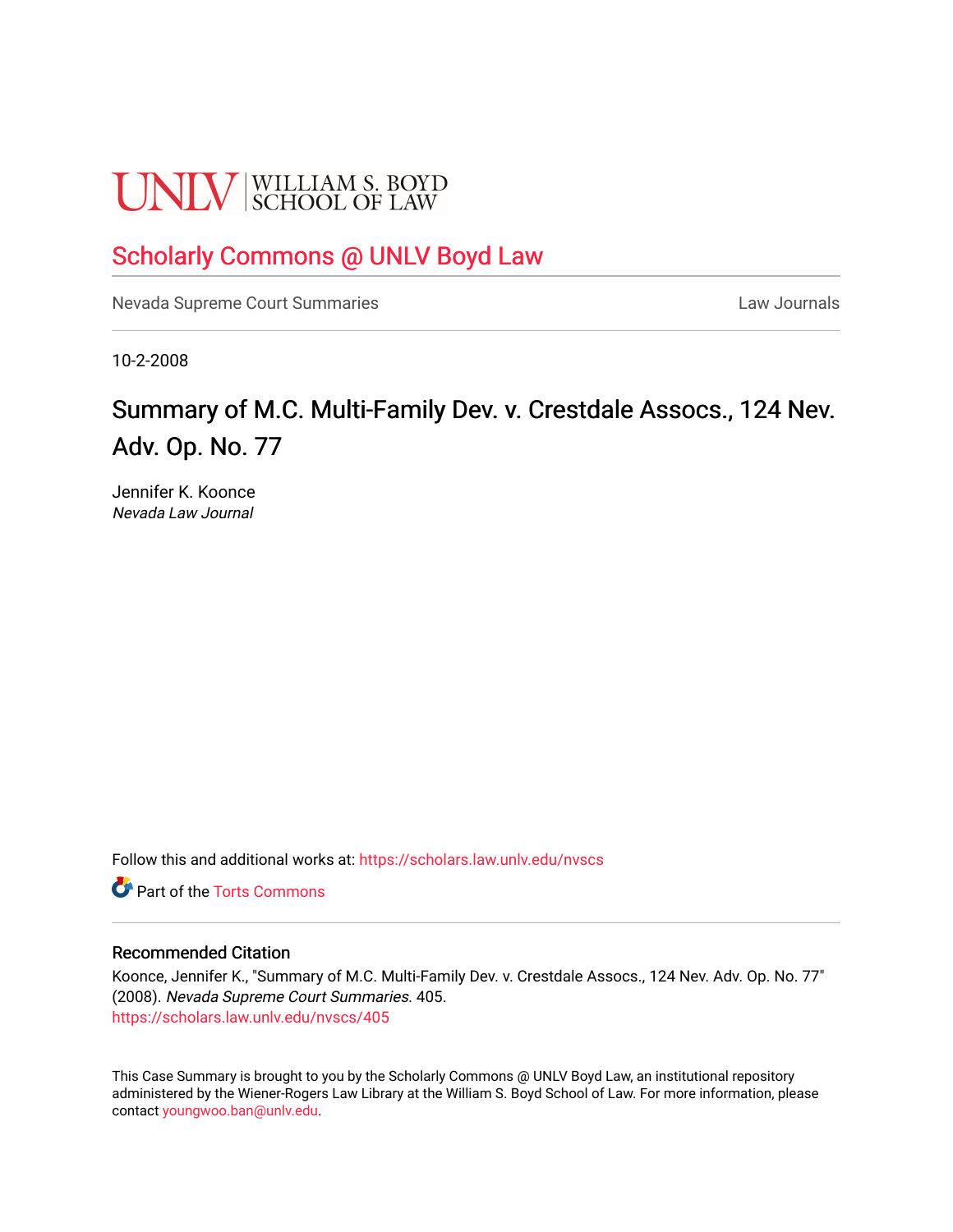UNLV | WILLIAM S. BOYD SCHOOL OF LAW

## Scholarly Commons @ UNLV Boyd Law

Nevada Supreme Court Summaries

Law Journals

10-2-2008

# Summary of M.C. Multi-Family Dev. v. Crestdale Assocs., 124 Nev. Adv. Op. No. 77

Jennifer K. Koonce
*Nevada Law Journal*

Follow this and additional works at: https://scholars.law.unlv.edu/nvscs

Part of the Torts Commons

### Recommended Citation

Koonce, Jennifer K., "Summary of M.C. Multi-Family Dev. v. Crestdale Assocs., 124 Nev. Adv. Op. No. 77" (2008). *Nevada Supreme Court Summaries*. 405.
https://scholars.law.unlv.edu/nvscs/405

This Case Summary is brought to you by the Scholarly Commons @ UNLV Boyd Law, an institutional repository administered by the Wiener-Rogers Law Library at the William S. Boyd School of Law. For more information, please contact youngwoo.ban@unlv.edu.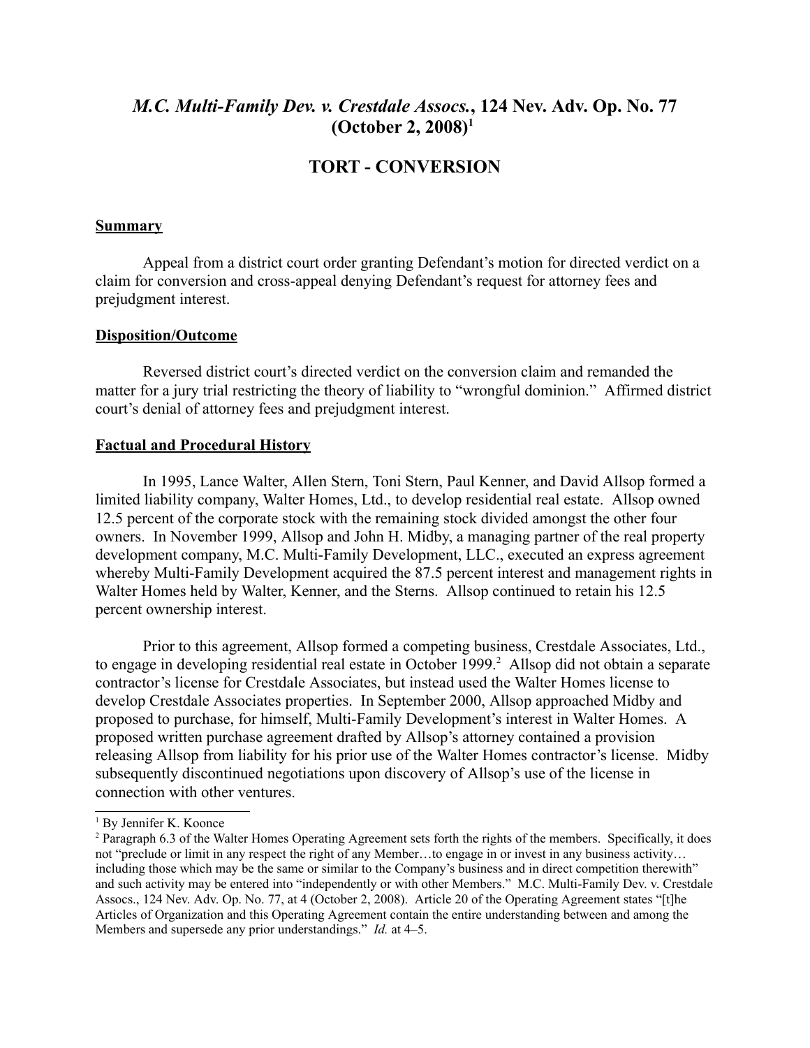# *M.C. Multi-Family Dev. v. Crestdale Assocs.*, 124 Nev. Adv. Op. No. 77 (October 2, 2008)[1]

## TORT - CONVERSION

### Summary

Appeal from a district court order granting Defendant's motion for directed verdict on a claim for conversion and cross-appeal denying Defendant's request for attorney fees and prejudgment interest.

### Disposition/Outcome

Reversed district court's directed verdict on the conversion claim and remanded the matter for a jury trial restricting the theory of liability to "wrongful dominion." Affirmed district court's denial of attorney fees and prejudgment interest.

### Factual and Procedural History

In 1995, Lance Walter, Allen Stern, Toni Stern, Paul Kenner, and David Allsop formed a limited liability company, Walter Homes, Ltd., to develop residential real estate. Allsop owned 12.5 percent of the corporate stock with the remaining stock divided amongst the other four owners. In November 1999, Allsop and John H. Midby, a managing partner of the real property development company, M.C. Multi-Family Development, LLC., executed an express agreement whereby Multi-Family Development acquired the 87.5 percent interest and management rights in Walter Homes held by Walter, Kenner, and the Sterns. Allsop continued to retain his 12.5 percent ownership interest.

Prior to this agreement, Allsop formed a competing business, Crestdale Associates, Ltd., to engage in developing residential real estate in October 1999.[2] Allsop did not obtain a separate contractor's license for Crestdale Associates, but instead used the Walter Homes license to develop Crestdale Associates properties. In September 2000, Allsop approached Midby and proposed to purchase, for himself, Multi-Family Development's interest in Walter Homes. A proposed written purchase agreement drafted by Allsop's attorney contained a provision releasing Allsop from liability for his prior use of the Walter Homes contractor's license. Midby subsequently discontinued negotiations upon discovery of Allsop's use of the license in connection with other ventures.

---

[1] By Jennifer K. Koonce

[2] Paragraph 6.3 of the Walter Homes Operating Agreement sets forth the rights of the members. Specifically, it does not "preclude or limit in any respect the right of any Member…to engage in or invest in any business activity… including those which may be the same or similar to the Company's business and in direct competition therewith" and such activity may be entered into "independently or with other Members." M.C. Multi-Family Dev. v. Crestdale Assocs., 124 Nev. Adv. Op. No. 77, at 4 (October 2, 2008). Article 20 of the Operating Agreement states "[t]he Articles of Organization and this Operating Agreement contain the entire understanding between and among the Members and supersede any prior understandings." *Id.* at 4–5.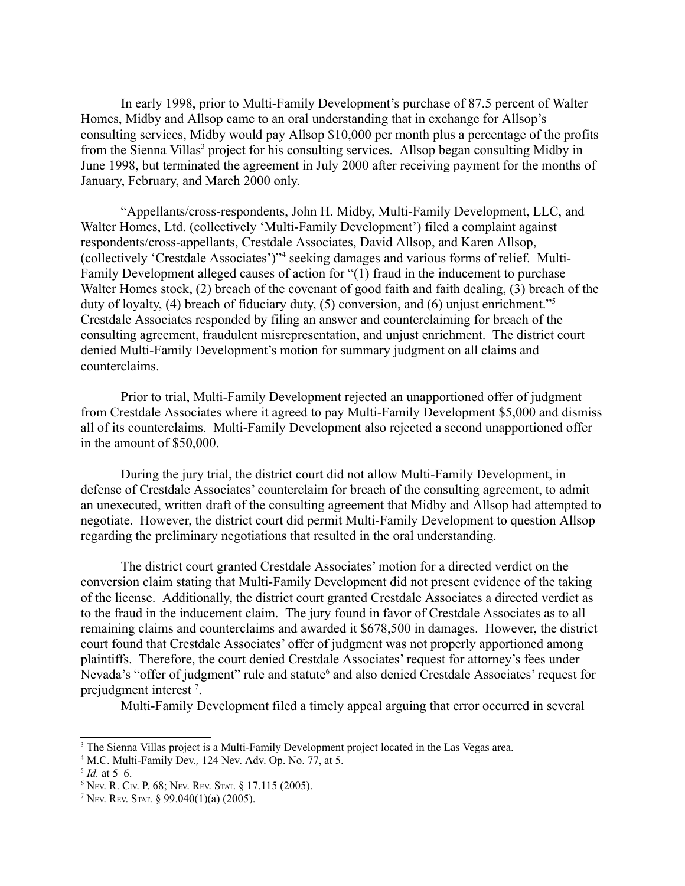In early 1998, prior to Multi-Family Development's purchase of 87.5 percent of Walter Homes, Midby and Allsop came to an oral understanding that in exchange for Allsop's consulting services, Midby would pay Allsop $10,000 per month plus a percentage of the profits from the Sienna Villas[3] project for his consulting services. Allsop began consulting Midby in June 1998, but terminated the agreement in July 2000 after receiving payment for the months of January, February, and March 2000 only.

"Appellants/cross-respondents, John H. Midby, Multi-Family Development, LLC, and Walter Homes, Ltd. (collectively 'Multi-Family Development') filed a complaint against respondents/cross-appellants, Crestdale Associates, David Allsop, and Karen Allsop, (collectively 'Crestdale Associates')"[4] seeking damages and various forms of relief. Multi-Family Development alleged causes of action for "(1) fraud in the inducement to purchase Walter Homes stock, (2) breach of the covenant of good faith and faith dealing, (3) breach of the duty of loyalty, (4) breach of fiduciary duty, (5) conversion, and (6) unjust enrichment."[5] Crestdale Associates responded by filing an answer and counterclaiming for breach of the consulting agreement, fraudulent misrepresentation, and unjust enrichment. The district court denied Multi-Family Development's motion for summary judgment on all claims and counterclaims.

Prior to trial, Multi-Family Development rejected an unapportioned offer of judgment from Crestdale Associates where it agreed to pay Multi-Family Development $5,000 and dismiss all of its counterclaims. Multi-Family Development also rejected a second unapportioned offer in the amount of $50,000.

During the jury trial, the district court did not allow Multi-Family Development, in defense of Crestdale Associates' counterclaim for breach of the consulting agreement, to admit an unexecuted, written draft of the consulting agreement that Midby and Allsop had attempted to negotiate. However, the district court did permit Multi-Family Development to question Allsop regarding the preliminary negotiations that resulted in the oral understanding.

The district court granted Crestdale Associates' motion for a directed verdict on the conversion claim stating that Multi-Family Development did not present evidence of the taking of the license. Additionally, the district court granted Crestdale Associates a directed verdict as to the fraud in the inducement claim. The jury found in favor of Crestdale Associates as to all remaining claims and counterclaims and awarded it $678,500 in damages. However, the district court found that Crestdale Associates' offer of judgment was not properly apportioned among plaintiffs. Therefore, the court denied Crestdale Associates' request for attorney's fees under Nevada's "offer of judgment" rule and statute[6] and also denied Crestdale Associates' request for prejudgment interest [7].

Multi-Family Development filed a timely appeal arguing that error occurred in several

---

[3] The Sienna Villas project is a Multi-Family Development project located in the Las Vegas area.

[4] M.C. Multi-Family Dev., 124 Nev. Adv. Op. No. 77, at 5.

[5] *Id.* at 5–6.

[6] Nev. R. Civ. P. 68; Nev. Rev. Stat. § 17.115 (2005).

[7] Nev. Rev. Stat. § 99.040(1)(a) (2005).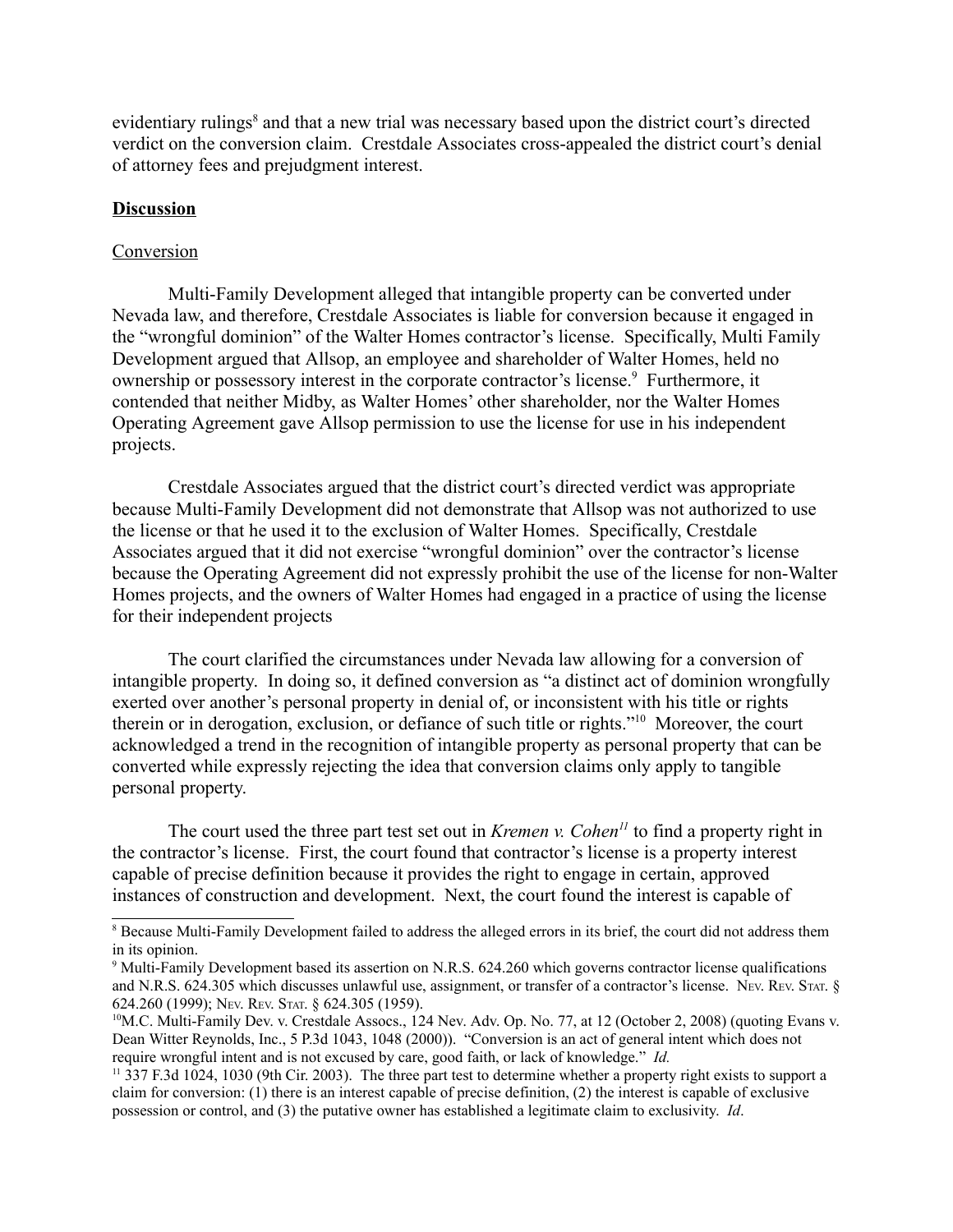evidentiary rulings[8] and that a new trial was necessary based upon the district court's directed verdict on the conversion claim. Crestdale Associates cross-appealed the district court's denial of attorney fees and prejudgment interest.

**Discussion**

Conversion

Multi-Family Development alleged that intangible property can be converted under Nevada law, and therefore, Crestdale Associates is liable for conversion because it engaged in the "wrongful dominion" of the Walter Homes contractor's license. Specifically, Multi Family Development argued that Allsop, an employee and shareholder of Walter Homes, held no ownership or possessory interest in the corporate contractor's license.[9] Furthermore, it contended that neither Midby, as Walter Homes' other shareholder, nor the Walter Homes Operating Agreement gave Allsop permission to use the license for use in his independent projects.

Crestdale Associates argued that the district court's directed verdict was appropriate because Multi-Family Development did not demonstrate that Allsop was not authorized to use the license or that he used it to the exclusion of Walter Homes. Specifically, Crestdale Associates argued that it did not exercise "wrongful dominion" over the contractor's license because the Operating Agreement did not expressly prohibit the use of the license for non-Walter Homes projects, and the owners of Walter Homes had engaged in a practice of using the license for their independent projects

The court clarified the circumstances under Nevada law allowing for a conversion of intangible property. In doing so, it defined conversion as "a distinct act of dominion wrongfully exerted over another's personal property in denial of, or inconsistent with his title or rights therein or in derogation, exclusion, or defiance of such title or rights."[10] Moreover, the court acknowledged a trend in the recognition of intangible property as personal property that can be converted while expressly rejecting the idea that conversion claims only apply to tangible personal property.

The court used the three part test set out in *Kremen v. Cohen*[11] to find a property right in the contractor's license. First, the court found that contractor's license is a property interest capable of precise definition because it provides the right to engage in certain, approved instances of construction and development. Next, the court found the interest is capable of

---

[8] Because Multi-Family Development failed to address the alleged errors in its brief, the court did not address them in its opinion.

[9] Multi-Family Development based its assertion on N.R.S. 624.260 which governs contractor license qualifications and N.R.S. 624.305 which discusses unlawful use, assignment, or transfer of a contractor's license. NEV. REV. STAT. § 624.260 (1999); NEV. REV. STAT. § 624.305 (1959).

[10] M.C. Multi-Family Dev. v. Crestdale Assocs., 124 Nev. Adv. Op. No. 77, at 12 (October 2, 2008) (quoting Evans v. Dean Witter Reynolds, Inc., 5 P.3d 1043, 1048 (2000)). "Conversion is an act of general intent which does not require wrongful intent and is not excused by care, good faith, or lack of knowledge." *Id.*

[11] 337 F.3d 1024, 1030 (9th Cir. 2003). The three part test to determine whether a property right exists to support a claim for conversion: (1) there is an interest capable of precise definition, (2) the interest is capable of exclusive possession or control, and (3) the putative owner has established a legitimate claim to exclusivity. *Id*.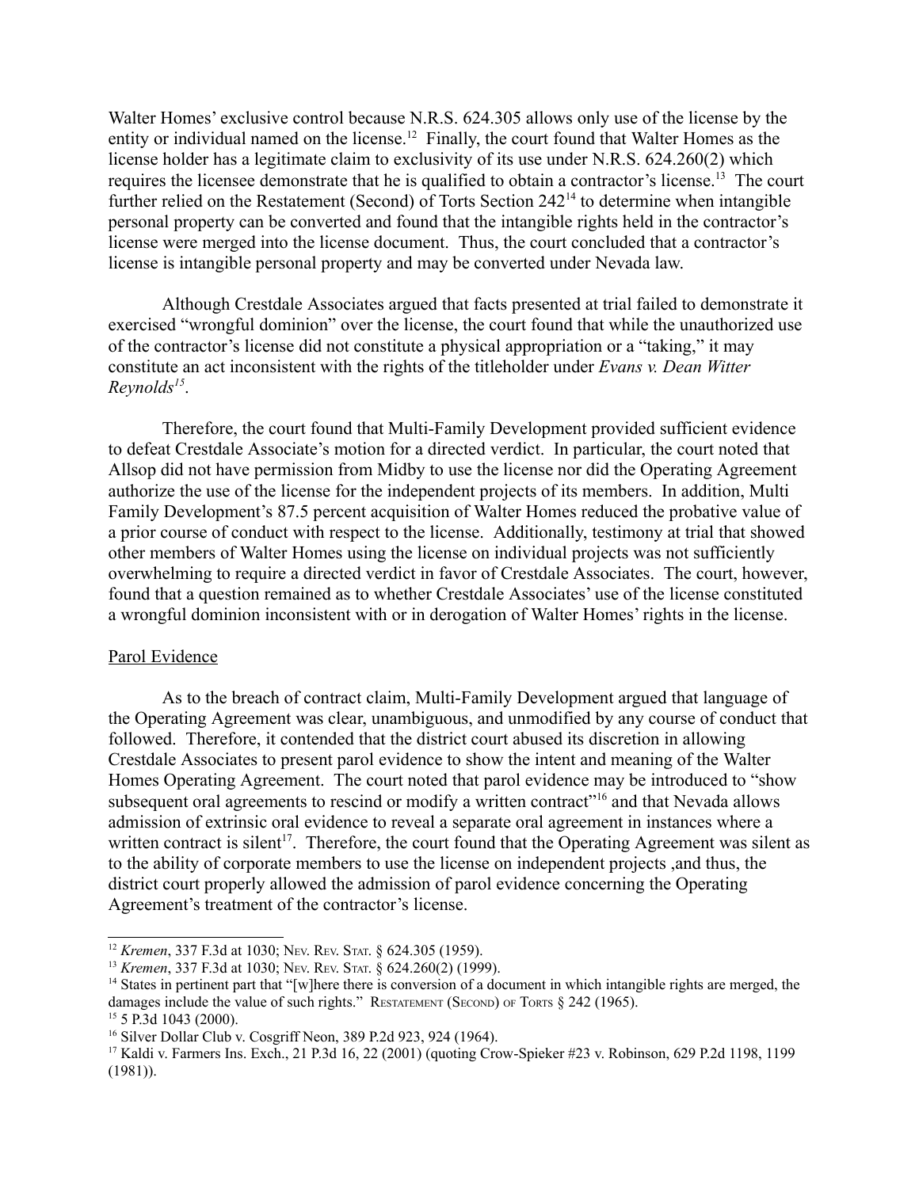Walter Homes' exclusive control because N.R.S. 624.305 allows only use of the license by the entity or individual named on the license.[12] Finally, the court found that Walter Homes as the license holder has a legitimate claim to exclusivity of its use under N.R.S. 624.260(2) which requires the licensee demonstrate that he is qualified to obtain a contractor's license.[13] The court further relied on the Restatement (Second) of Torts Section 242[14] to determine when intangible personal property can be converted and found that the intangible rights held in the contractor's license were merged into the license document. Thus, the court concluded that a contractor's license is intangible personal property and may be converted under Nevada law.

Although Crestdale Associates argued that facts presented at trial failed to demonstrate it exercised "wrongful dominion" over the license, the court found that while the unauthorized use of the contractor's license did not constitute a physical appropriation or a "taking," it may constitute an act inconsistent with the rights of the titleholder under *Evans v. Dean Witter Reynolds*[15].

Therefore, the court found that Multi-Family Development provided sufficient evidence to defeat Crestdale Associate's motion for a directed verdict. In particular, the court noted that Allsop did not have permission from Midby to use the license nor did the Operating Agreement authorize the use of the license for the independent projects of its members. In addition, Multi Family Development's 87.5 percent acquisition of Walter Homes reduced the probative value of a prior course of conduct with respect to the license. Additionally, testimony at trial that showed other members of Walter Homes using the license on individual projects was not sufficiently overwhelming to require a directed verdict in favor of Crestdale Associates. The court, however, found that a question remained as to whether Crestdale Associates' use of the license constituted a wrongful dominion inconsistent with or in derogation of Walter Homes' rights in the license.

Parol Evidence

As to the breach of contract claim, Multi-Family Development argued that language of the Operating Agreement was clear, unambiguous, and unmodified by any course of conduct that followed. Therefore, it contended that the district court abused its discretion in allowing Crestdale Associates to present parol evidence to show the intent and meaning of the Walter Homes Operating Agreement. The court noted that parol evidence may be introduced to "show subsequent oral agreements to rescind or modify a written contract"[16] and that Nevada allows admission of extrinsic oral evidence to reveal a separate oral agreement in instances where a written contract is silent[17]. Therefore, the court found that the Operating Agreement was silent as to the ability of corporate members to use the license on independent projects ,and thus, the district court properly allowed the admission of parol evidence concerning the Operating Agreement's treatment of the contractor's license.

---

[12] *Kremen*, 337 F.3d at 1030; Nev. Rev. Stat. § 624.305 (1959).

[13] *Kremen*, 337 F.3d at 1030; Nev. Rev. Stat. § 624.260(2) (1999).

[14] States in pertinent part that "[w]here there is conversion of a document in which intangible rights are merged, the damages include the value of such rights." Restatement (Second) of Torts § 242 (1965).

[15] 5 P.3d 1043 (2000).

[16] Silver Dollar Club v. Cosgriff Neon, 389 P.2d 923, 924 (1964).

[17] Kaldi v. Farmers Ins. Exch., 21 P.3d 16, 22 (2001) (quoting Crow-Spieker #23 v. Robinson, 629 P.2d 1198, 1199 (1981)).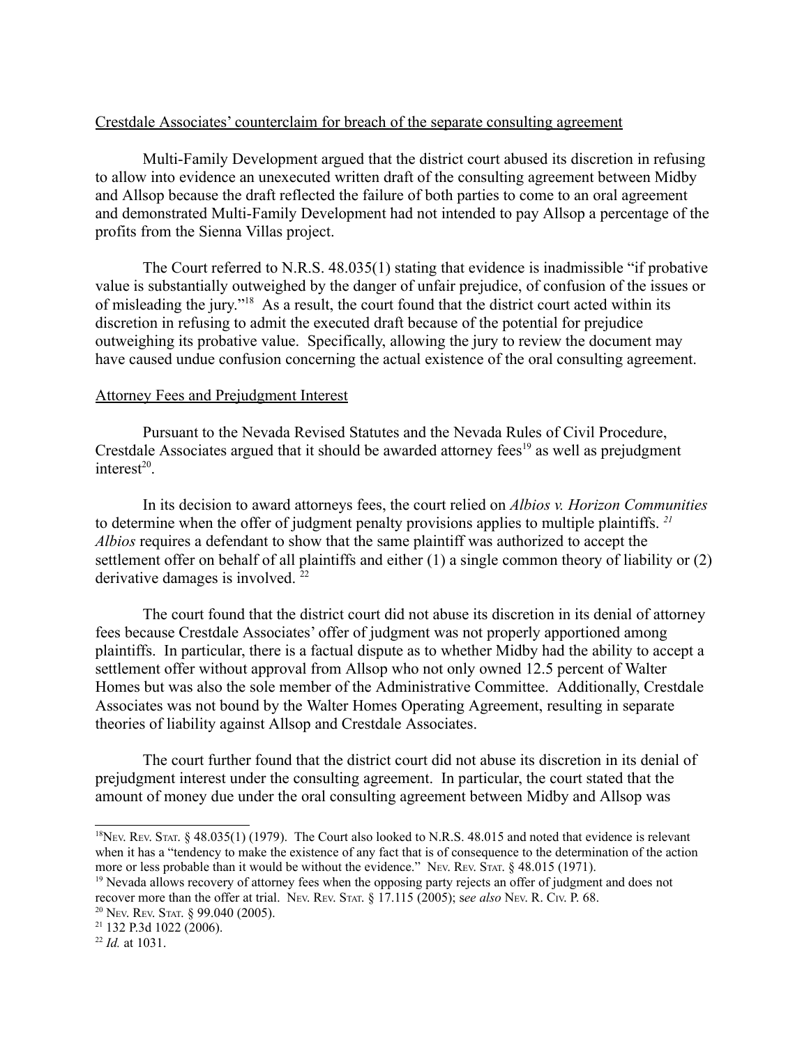Crestdale Associates' counterclaim for breach of the separate consulting agreement

Multi-Family Development argued that the district court abused its discretion in refusing to allow into evidence an unexecuted written draft of the consulting agreement between Midby and Allsop because the draft reflected the failure of both parties to come to an oral agreement and demonstrated Multi-Family Development had not intended to pay Allsop a percentage of the profits from the Sienna Villas project.

The Court referred to N.R.S. 48.035(1) stating that evidence is inadmissible "if probative value is substantially outweighed by the danger of unfair prejudice, of confusion of the issues or of misleading the jury."[18] As a result, the court found that the district court acted within its discretion in refusing to admit the executed draft because of the potential for prejudice outweighing its probative value. Specifically, allowing the jury to review the document may have caused undue confusion concerning the actual existence of the oral consulting agreement.

Attorney Fees and Prejudgment Interest

Pursuant to the Nevada Revised Statutes and the Nevada Rules of Civil Procedure, Crestdale Associates argued that it should be awarded attorney fees[19] as well as prejudgment interest[20].

In its decision to award attorneys fees, the court relied on *Albios v. Horizon Communities* to determine when the offer of judgment penalty provisions applies to multiple plaintiffs.[21] *Albios* requires a defendant to show that the same plaintiff was authorized to accept the settlement offer on behalf of all plaintiffs and either (1) a single common theory of liability or (2) derivative damages is involved.[22]

The court found that the district court did not abuse its discretion in its denial of attorney fees because Crestdale Associates' offer of judgment was not properly apportioned among plaintiffs. In particular, there is a factual dispute as to whether Midby had the ability to accept a settlement offer without approval from Allsop who not only owned 12.5 percent of Walter Homes but was also the sole member of the Administrative Committee. Additionally, Crestdale Associates was not bound by the Walter Homes Operating Agreement, resulting in separate theories of liability against Allsop and Crestdale Associates.

The court further found that the district court did not abuse its discretion in its denial of prejudgment interest under the consulting agreement. In particular, the court stated that the amount of money due under the oral consulting agreement between Midby and Allsop was

---

[18] NEV. REV. STAT. § 48.035(1) (1979). The Court also looked to N.R.S. 48.015 and noted that evidence is relevant when it has a "tendency to make the existence of any fact that is of consequence to the determination of the action more or less probable than it would be without the evidence." NEV. REV. STAT. § 48.015 (1971).

[19] Nevada allows recovery of attorney fees when the opposing party rejects an offer of judgment and does not recover more than the offer at trial. NEV. REV. STAT. § 17.115 (2005); s*ee also* NEV. R. CIV. P. 68.

[20] NEV. REV. STAT. § 99.040 (2005).

[21] 132 P.3d 1022 (2006).

[22] *Id.* at 1031.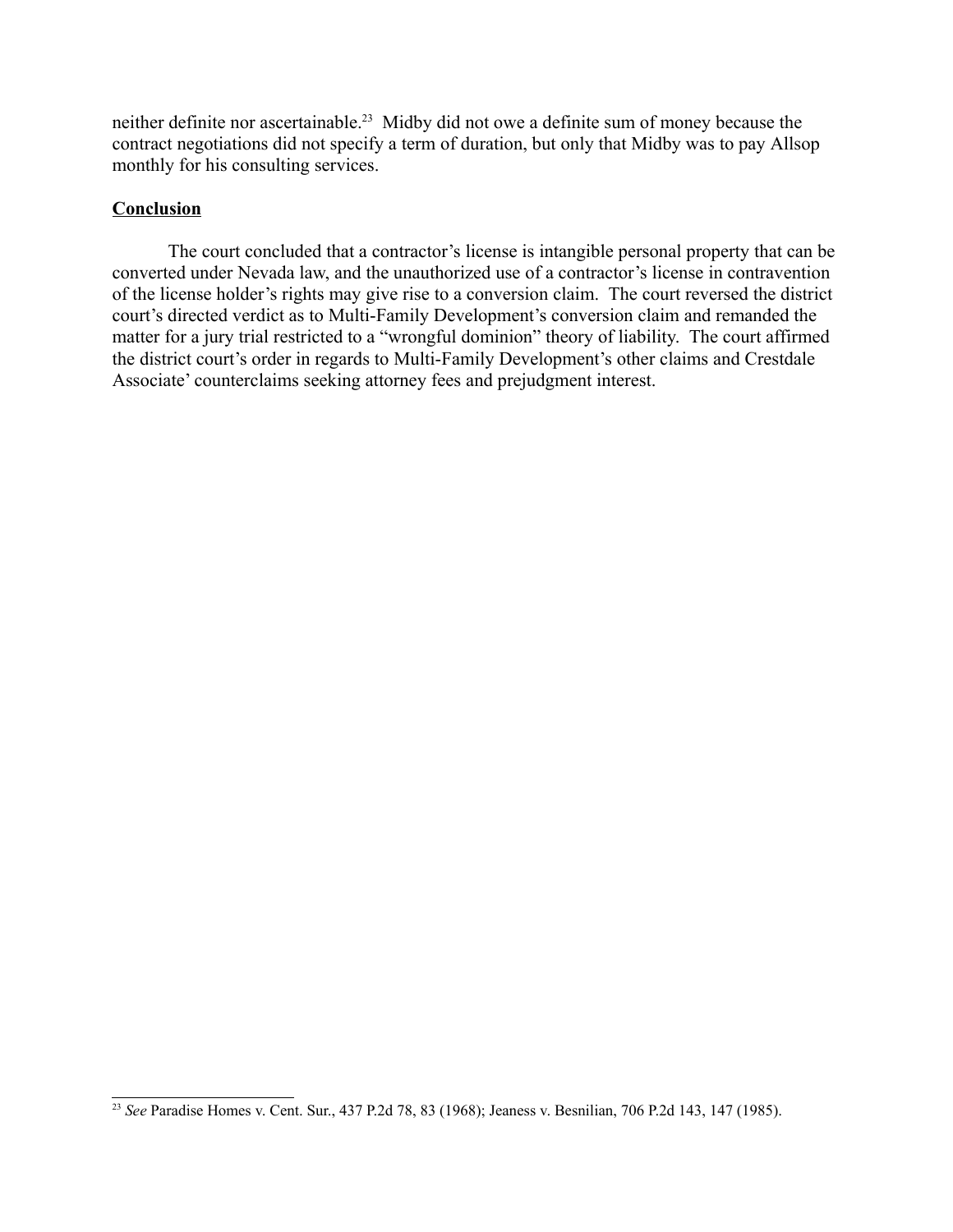neither definite nor ascertainable.[23] Midby did not owe a definite sum of money because the contract negotiations did not specify a term of duration, but only that Midby was to pay Allsop monthly for his consulting services.

## Conclusion

The court concluded that a contractor's license is intangible personal property that can be converted under Nevada law, and the unauthorized use of a contractor's license in contravention of the license holder's rights may give rise to a conversion claim. The court reversed the district court's directed verdict as to Multi-Family Development's conversion claim and remanded the matter for a jury trial restricted to a "wrongful dominion" theory of liability. The court affirmed the district court's order in regards to Multi-Family Development's other claims and Crestdale Associate' counterclaims seeking attorney fees and prejudgment interest.

---

[23] *See* Paradise Homes v. Cent. Sur., 437 P.2d 78, 83 (1968); Jeaness v. Besnilian, 706 P.2d 143, 147 (1985).